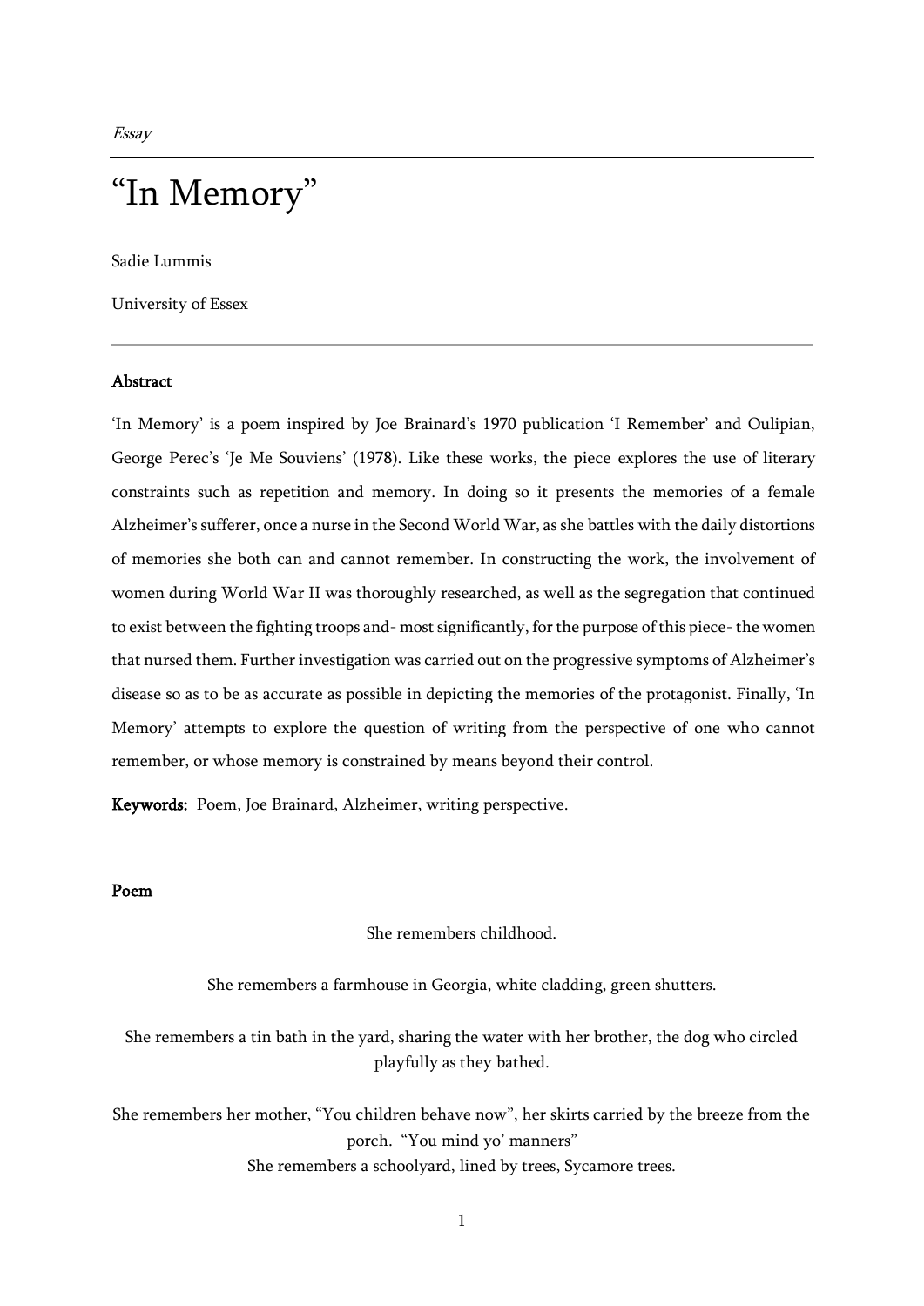*Essay*

# "In Memory"

Sadie Lummis

University of Essex

---

### Abstract

'In Memory' is a poem inspired by Joe Brainard's 1970 publication 'I Remember' and Oulipian, George Perec's 'Je Me Souviens' (1978). Like these works, the piece explores the use of literary constraints such as repetition and memory. In doing so it presents the memories of a female Alzheimer's sufferer, once a nurse in the Second World War, as she battles with the daily distortions of memories she both can and cannot remember. In constructing the work, the involvement of women during World War II was thoroughly researched, as well as the segregation that continued to exist between the fighting troops and- most significantly, for the purpose of this piece- the women that nursed them. Further investigation was carried out on the progressive symptoms of Alzheimer's disease so as to be as accurate as possible in depicting the memories of the protagonist. Finally, 'In Memory' attempts to explore the question of writing from the perspective of one who cannot remember, or whose memory is constrained by means beyond their control.

**Keywords:** Poem, Joe Brainard, Alzheimer, writing perspective.

### Poem

She remembers childhood.

She remembers a farmhouse in Georgia, white cladding, green shutters.

She remembers a tin bath in the yard, sharing the water with her brother, the dog who circled playfully as they bathed.

She remembers her mother, "You children behave now", her skirts carried by the breeze from the porch. "You mind yo' manners"
She remembers a schoolyard, lined by trees, Sycamore trees.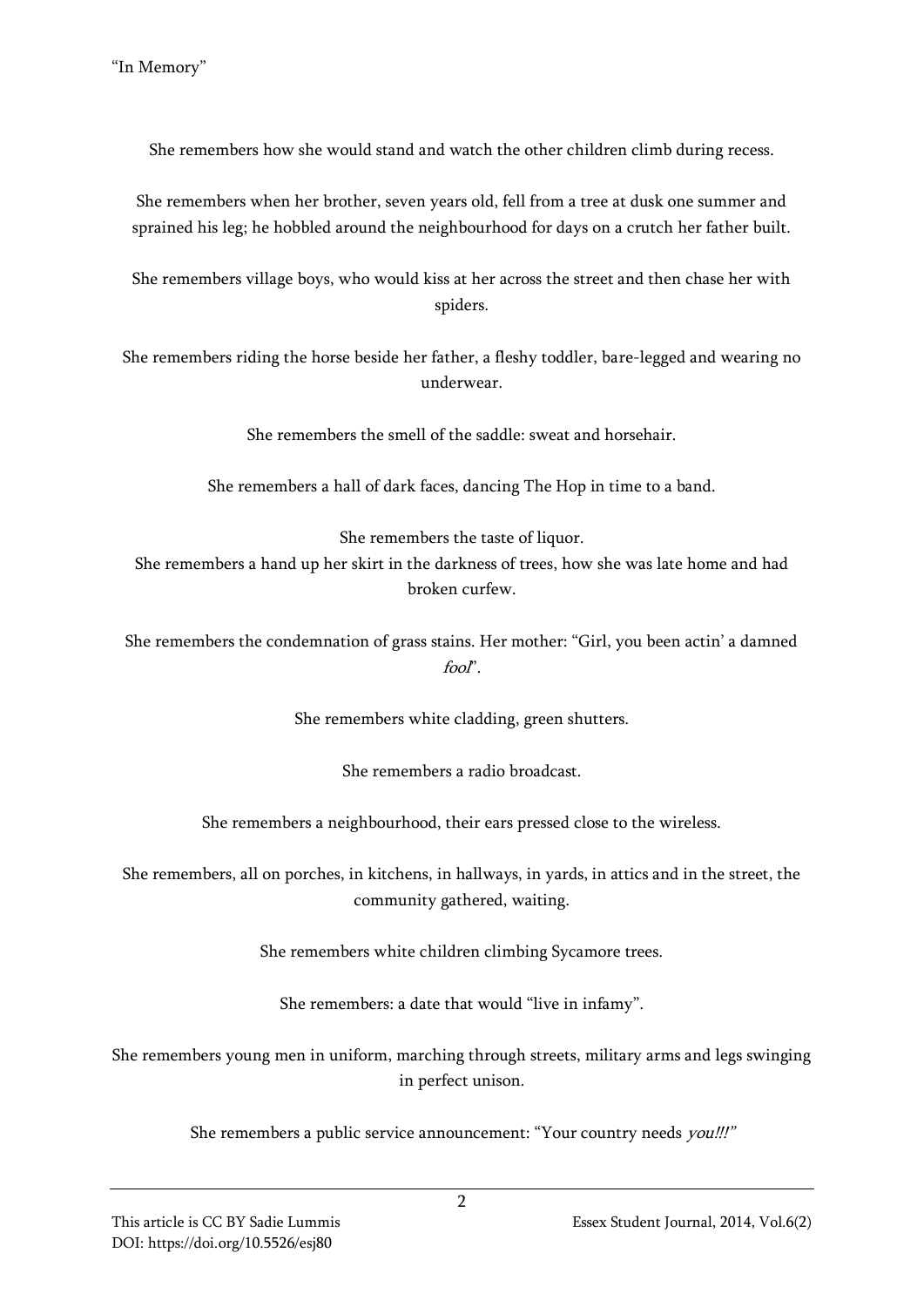She remembers how she would stand and watch the other children climb during recess.

She remembers when her brother, seven years old, fell from a tree at dusk one summer and sprained his leg; he hobbled around the neighbourhood for days on a crutch her father built.

She remembers village boys, who would kiss at her across the street and then chase her with spiders.

She remembers riding the horse beside her father, a fleshy toddler, bare-legged and wearing no underwear.

She remembers the smell of the saddle: sweat and horsehair.

She remembers a hall of dark faces, dancing The Hop in time to a band.

She remembers the taste of liquor.
She remembers a hand up her skirt in the darkness of trees, how she was late home and had broken curfew.

She remembers the condemnation of grass stains. Her mother: “Girl, you been actin’ a damned *fool*”.

She remembers white cladding, green shutters.

She remembers a radio broadcast.

She remembers a neighbourhood, their ears pressed close to the wireless.

She remembers, all on porches, in kitchens, in hallways, in yards, in attics and in the street, the community gathered, waiting.

She remembers white children climbing Sycamore trees.

She remembers: a date that would “live in infamy”.

She remembers young men in uniform, marching through streets, military arms and legs swinging in perfect unison.

She remembers a public service announcement: “Your country needs *you!!!”*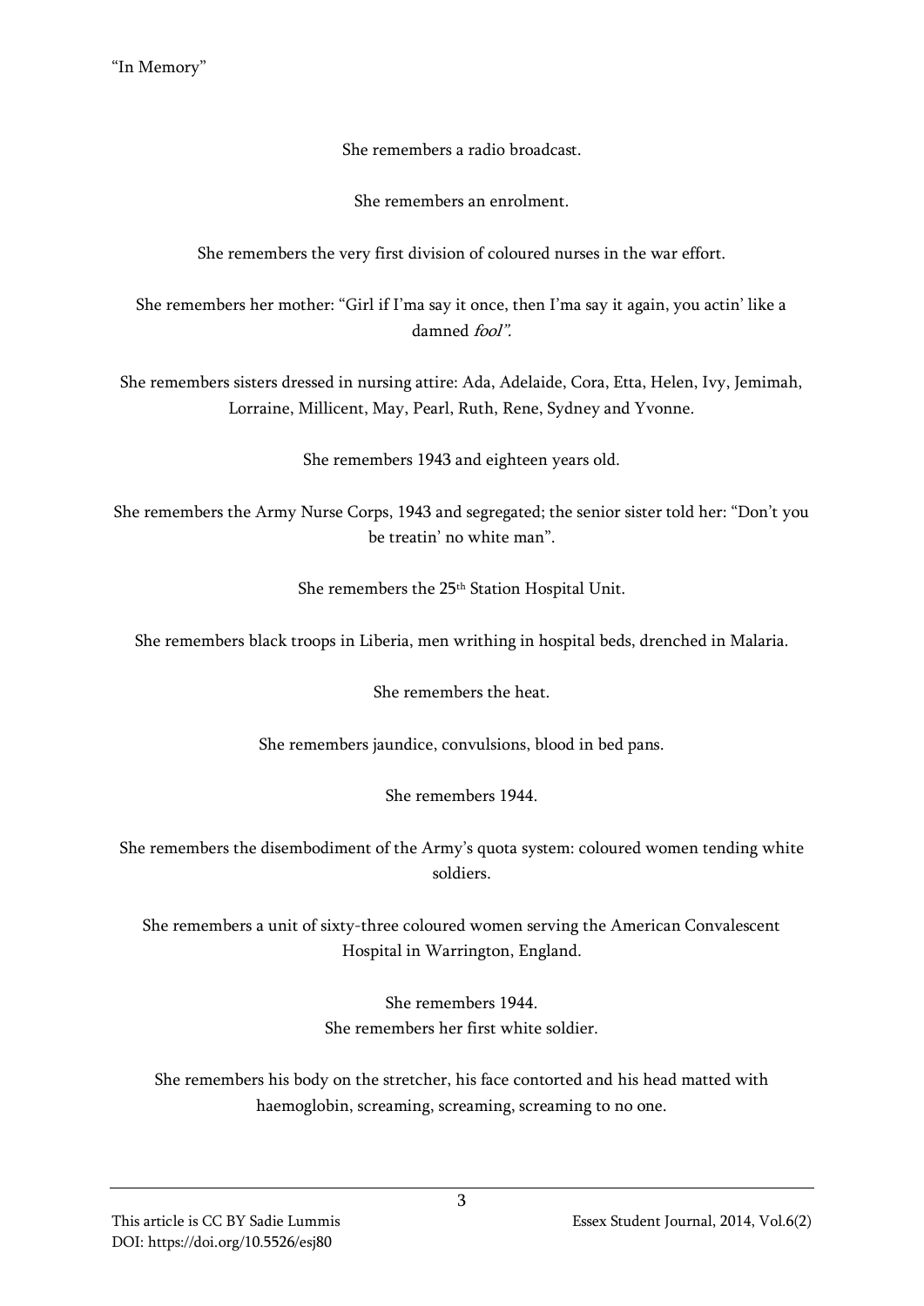She remembers a radio broadcast.

She remembers an enrolment.

She remembers the very first division of coloured nurses in the war effort.

She remembers her mother: "Girl if I'ma say it once, then I'ma say it again, you actin' like a damned *fool".*

She remembers sisters dressed in nursing attire: Ada, Adelaide, Cora, Etta, Helen, Ivy, Jemimah, Lorraine, Millicent, May, Pearl, Ruth, Rene, Sydney and Yvonne.

She remembers 1943 and eighteen years old.

She remembers the Army Nurse Corps, 1943 and segregated; the senior sister told her: "Don't you be treatin' no white man".

She remembers the 25th Station Hospital Unit.

She remembers black troops in Liberia, men writhing in hospital beds, drenched in Malaria.

She remembers the heat.

She remembers jaundice, convulsions, blood in bed pans.

She remembers 1944.

She remembers the disembodiment of the Army's quota system: coloured women tending white soldiers.

She remembers a unit of sixty-three coloured women serving the American Convalescent Hospital in Warrington, England.

She remembers 1944.
She remembers her first white soldier.

She remembers his body on the stretcher, his face contorted and his head matted with haemoglobin, screaming, screaming, screaming to no one.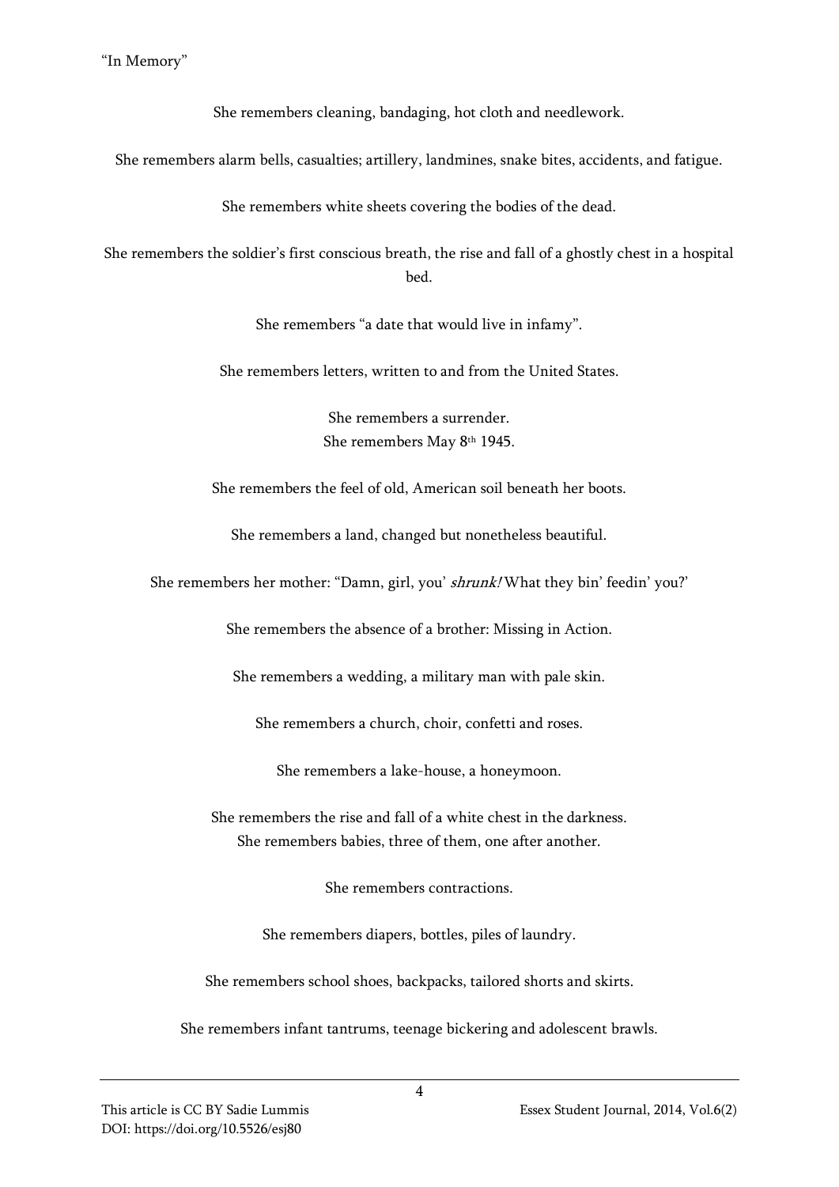"In Memory"

She remembers cleaning, bandaging, hot cloth and needlework.

She remembers alarm bells, casualties; artillery, landmines, snake bites, accidents, and fatigue.

She remembers white sheets covering the bodies of the dead.

She remembers the soldier's first conscious breath, the rise and fall of a ghostly chest in a hospital bed.

She remembers "a date that would live in infamy".

She remembers letters, written to and from the United States.

She remembers a surrender.
She remembers May 8th 1945.

She remembers the feel of old, American soil beneath her boots.

She remembers a land, changed but nonetheless beautiful.

She remembers her mother: "Damn, girl, you' *shrunk!* What they bin' feedin' you?'

She remembers the absence of a brother: Missing in Action.

She remembers a wedding, a military man with pale skin.

She remembers a church, choir, confetti and roses.

She remembers a lake-house, a honeymoon.

She remembers the rise and fall of a white chest in the darkness.
She remembers babies, three of them, one after another.

She remembers contractions.

She remembers diapers, bottles, piles of laundry.

She remembers school shoes, backpacks, tailored shorts and skirts.

She remembers infant tantrums, teenage bickering and adolescent brawls.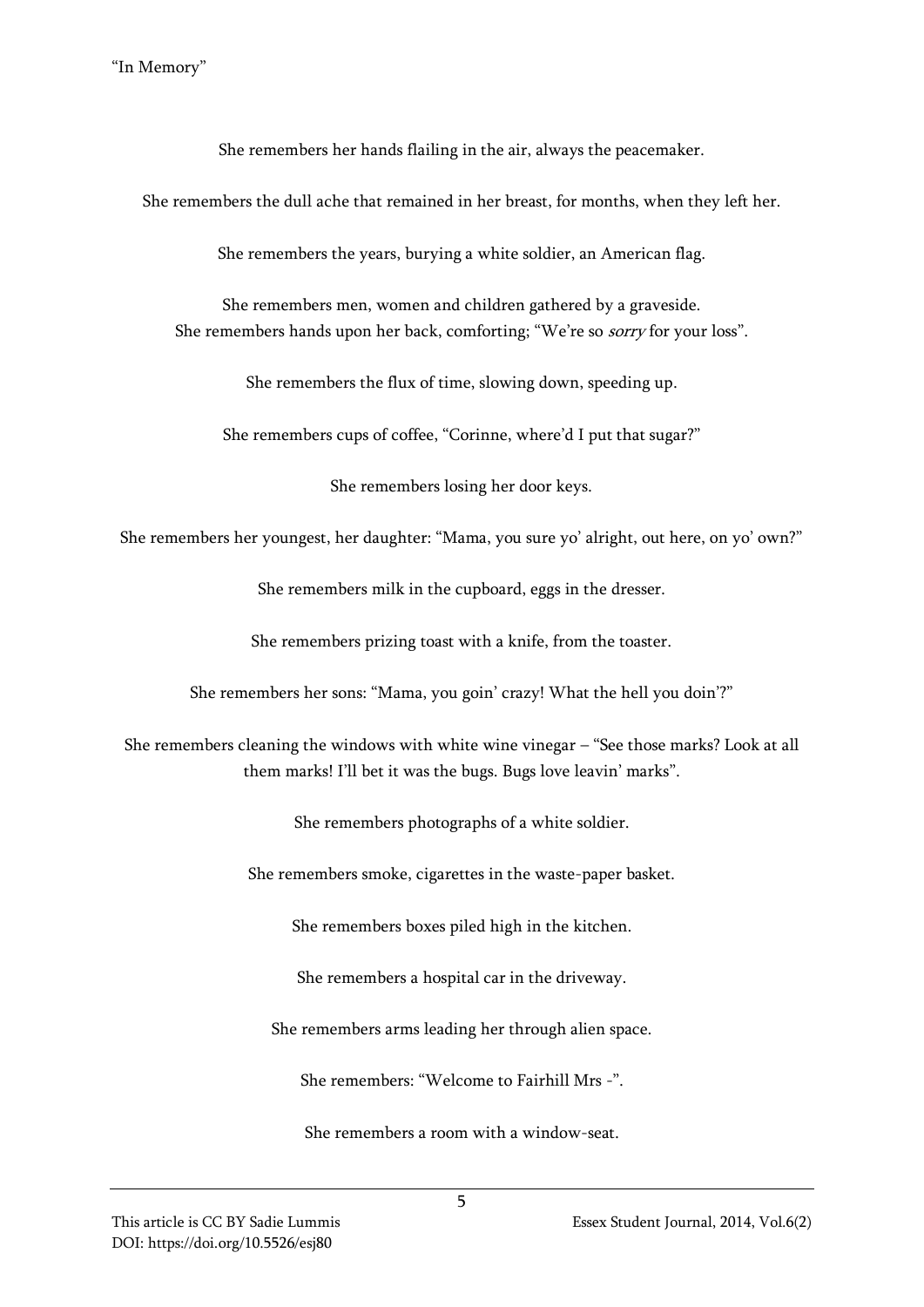She remembers her hands flailing in the air, always the peacemaker.

She remembers the dull ache that remained in her breast, for months, when they left her.

She remembers the years, burying a white soldier, an American flag.

She remembers men, women and children gathered by a graveside.  
She remembers hands upon her back, comforting; “We’re so *sorry* for your loss”.

She remembers the flux of time, slowing down, speeding up.

She remembers cups of coffee, “Corinne, where’d I put that sugar?”

She remembers losing her door keys.

She remembers her youngest, her daughter: “Mama, you sure yo’ alright, out here, on yo’ own?”

She remembers milk in the cupboard, eggs in the dresser.

She remembers prizing toast with a knife, from the toaster.

She remembers her sons: “Mama, you goin’ crazy! What the hell you doin’?”

She remembers cleaning the windows with white wine vinegar – “See those marks? Look at all them marks! I’ll bet it was the bugs. Bugs love leavin’ marks”.

She remembers photographs of a white soldier.

She remembers smoke, cigarettes in the waste-paper basket.

She remembers boxes piled high in the kitchen.

She remembers a hospital car in the driveway.

She remembers arms leading her through alien space.

She remembers: “Welcome to Fairhill Mrs -”.

She remembers a room with a window-seat.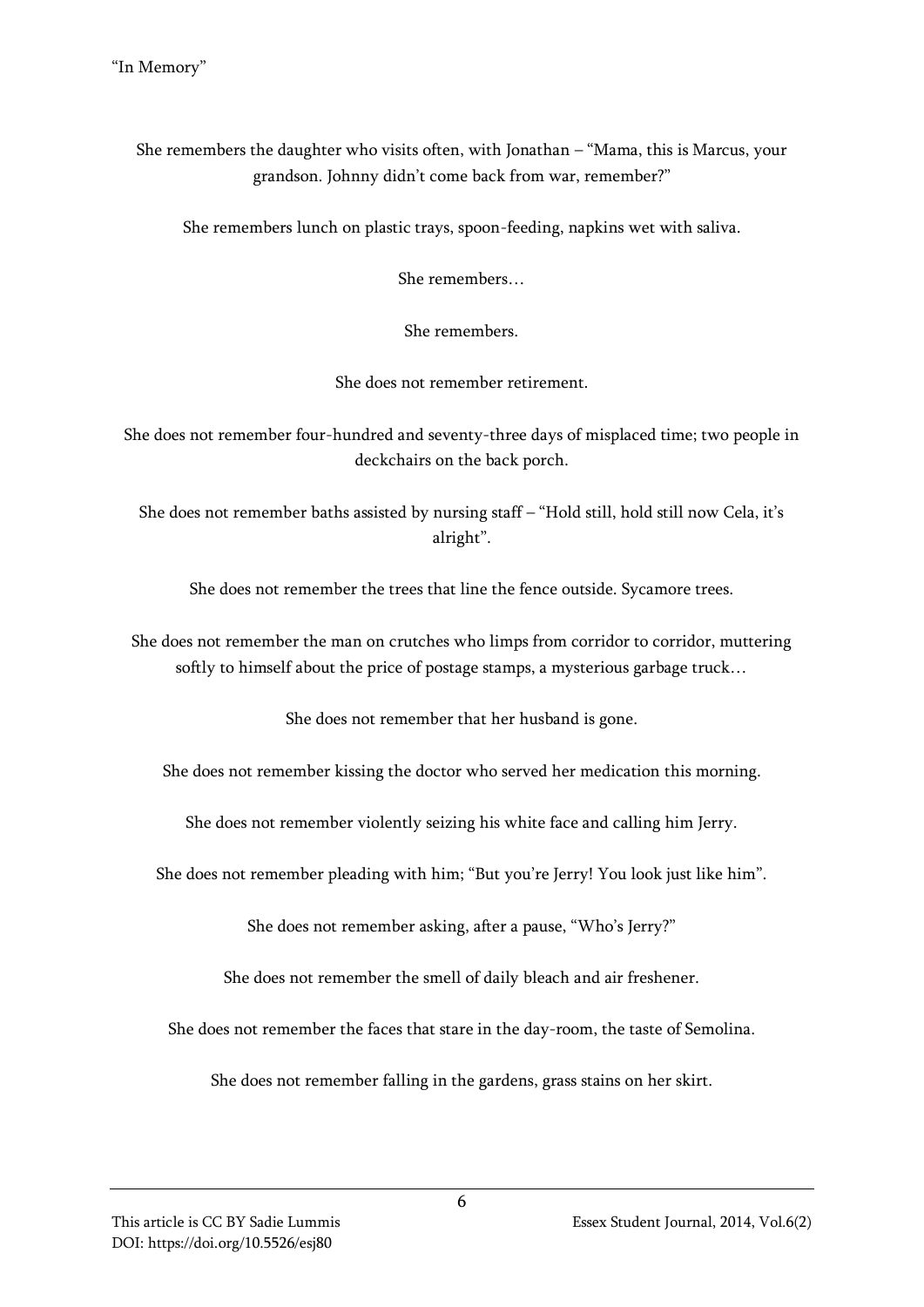She remembers the daughter who visits often, with Jonathan – "Mama, this is Marcus, your grandson. Johnny didn't come back from war, remember?"

She remembers lunch on plastic trays, spoon-feeding, napkins wet with saliva.

She remembers…

She remembers.

She does not remember retirement.

She does not remember four-hundred and seventy-three days of misplaced time; two people in deckchairs on the back porch.

She does not remember baths assisted by nursing staff – "Hold still, hold still now Cela, it's alright".

She does not remember the trees that line the fence outside. Sycamore trees.

She does not remember the man on crutches who limps from corridor to corridor, muttering softly to himself about the price of postage stamps, a mysterious garbage truck…

She does not remember that her husband is gone.

She does not remember kissing the doctor who served her medication this morning.

She does not remember violently seizing his white face and calling him Jerry.

She does not remember pleading with him; "But you're Jerry! You look just like him".

She does not remember asking, after a pause, "Who's Jerry?"

She does not remember the smell of daily bleach and air freshener.

She does not remember the faces that stare in the day-room, the taste of Semolina.

She does not remember falling in the gardens, grass stains on her skirt.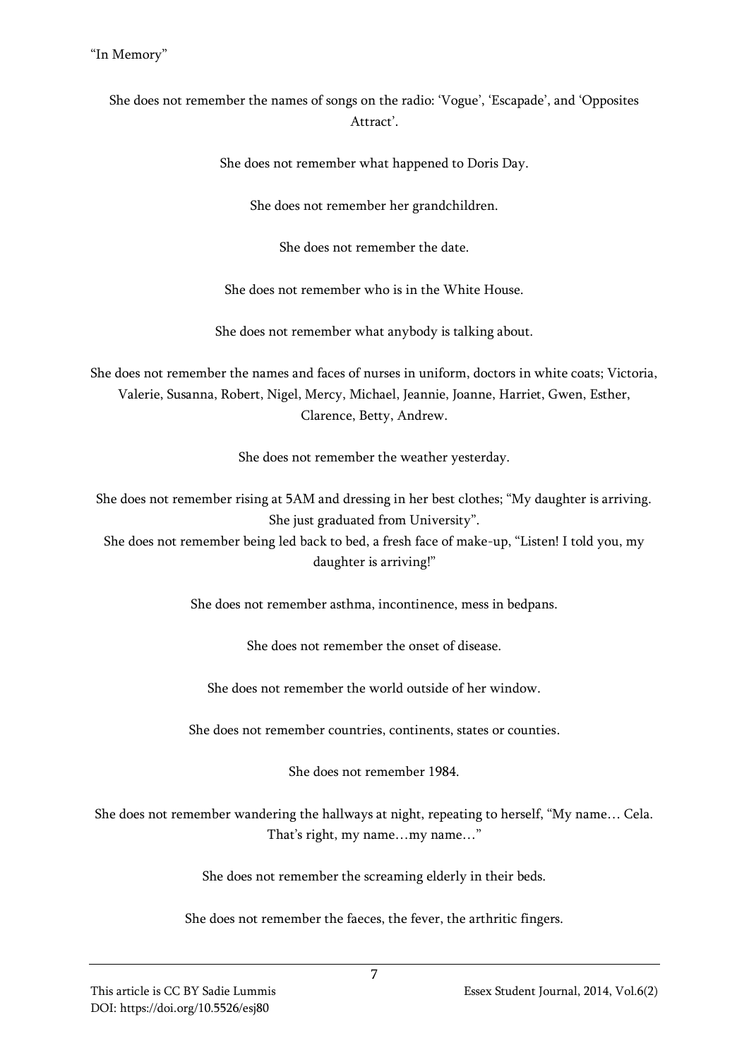"In Memory"

She does not remember the names of songs on the radio: 'Vogue', 'Escapade', and 'Opposites Attract'.

She does not remember what happened to Doris Day.

She does not remember her grandchildren.

She does not remember the date.

She does not remember who is in the White House.

She does not remember what anybody is talking about.

She does not remember the names and faces of nurses in uniform, doctors in white coats; Victoria, Valerie, Susanna, Robert, Nigel, Mercy, Michael, Jeannie, Joanne, Harriet, Gwen, Esther, Clarence, Betty, Andrew.

She does not remember the weather yesterday.

She does not remember rising at 5AM and dressing in her best clothes; "My daughter is arriving. She just graduated from University".
She does not remember being led back to bed, a fresh face of make-up, "Listen! I told you, my daughter is arriving!"

She does not remember asthma, incontinence, mess in bedpans.

She does not remember the onset of disease.

She does not remember the world outside of her window.

She does not remember countries, continents, states or counties.

She does not remember 1984.

She does not remember wandering the hallways at night, repeating to herself, "My name… Cela. That's right, my name…my name…"

She does not remember the screaming elderly in their beds.

She does not remember the faeces, the fever, the arthritic fingers.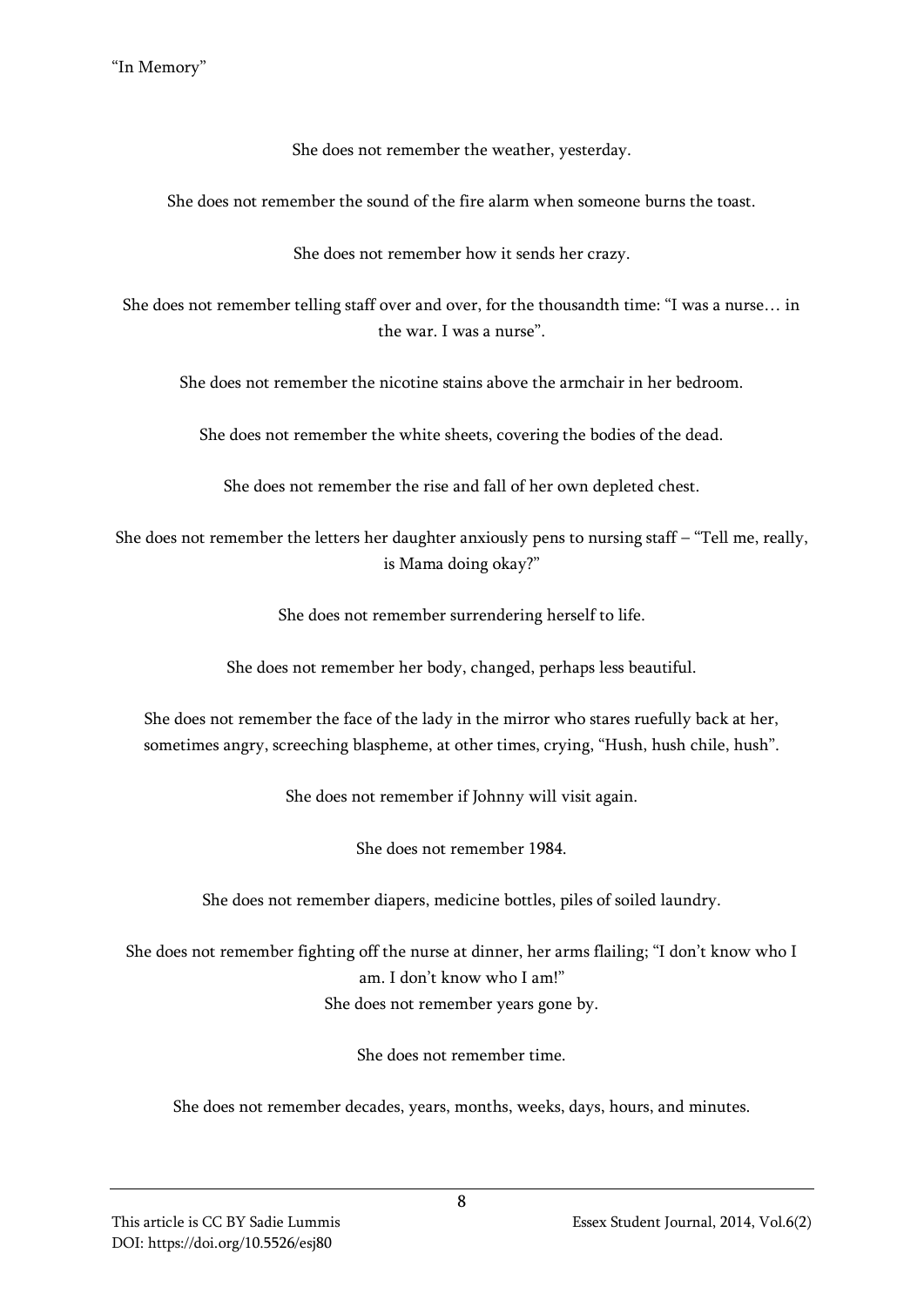"In Memory"

She does not remember the weather, yesterday.

She does not remember the sound of the fire alarm when someone burns the toast.

She does not remember how it sends her crazy.

She does not remember telling staff over and over, for the thousandth time: "I was a nurse… in the war. I was a nurse".

She does not remember the nicotine stains above the armchair in her bedroom.

She does not remember the white sheets, covering the bodies of the dead.

She does not remember the rise and fall of her own depleted chest.

She does not remember the letters her daughter anxiously pens to nursing staff – "Tell me, really, is Mama doing okay?"

She does not remember surrendering herself to life.

She does not remember her body, changed, perhaps less beautiful.

She does not remember the face of the lady in the mirror who stares ruefully back at her, sometimes angry, screeching blaspheme, at other times, crying, "Hush, hush chile, hush".

She does not remember if Johnny will visit again.

She does not remember 1984.

She does not remember diapers, medicine bottles, piles of soiled laundry.

She does not remember fighting off the nurse at dinner, her arms flailing; "I don't know who I am. I don't know who I am!"
She does not remember years gone by.

She does not remember time.

She does not remember decades, years, months, weeks, days, hours, and minutes.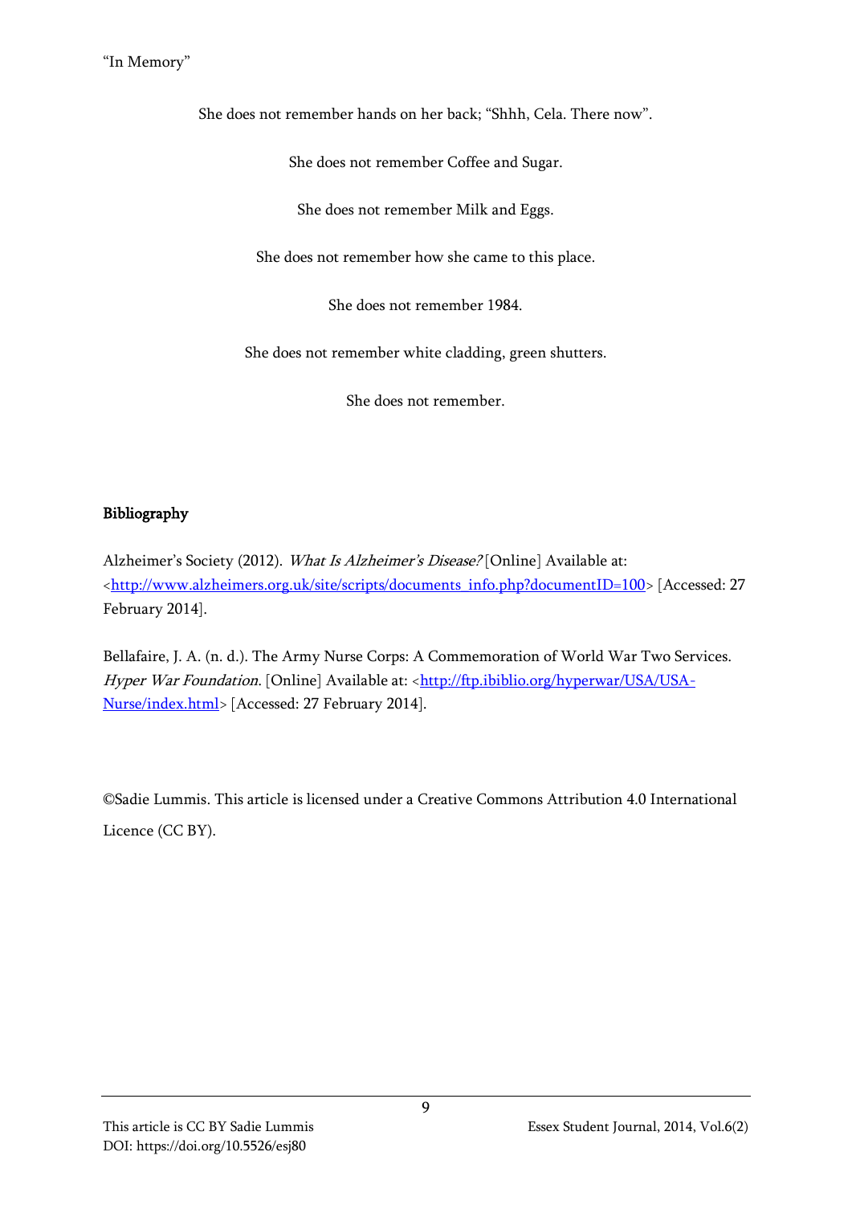"In Memory"

She does not remember hands on her back; "Shhh, Cela. There now".

She does not remember Coffee and Sugar.

She does not remember Milk and Eggs.

She does not remember how she came to this place.

She does not remember 1984.

She does not remember white cladding, green shutters.

She does not remember.

**Bibliography**

Alzheimer's Society (2012). *What Is Alzheimer's Disease?* [Online] Available at: <http://www.alzheimers.org.uk/site/scripts/documents_info.php?documentID=100> [Accessed: 27 February 2014].

Bellafaire, J. A. (n. d.). The Army Nurse Corps: A Commemoration of World War Two Services. *Hyper War Foundation*. [Online] Available at: <http://ftp.ibiblio.org/hyperwar/USA/USA-Nurse/index.html> [Accessed: 27 February 2014].

©Sadie Lummis. This article is licensed under a Creative Commons Attribution 4.0 International Licence (CC BY).